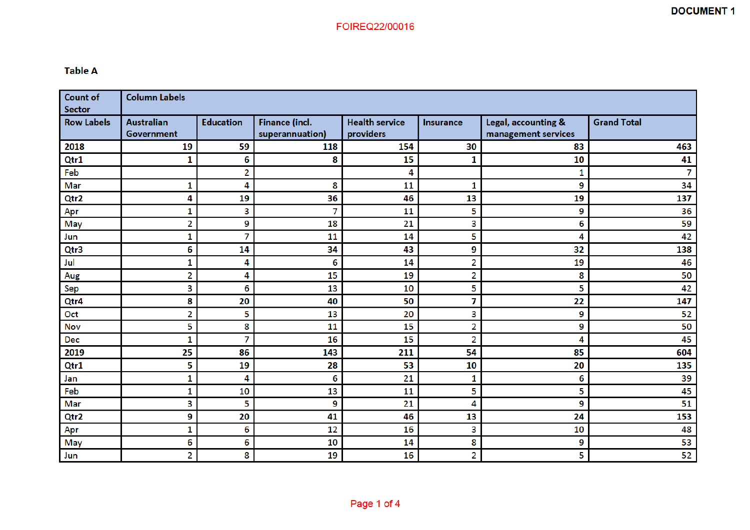DOCUMENT 1

FOIREQ22/00016

**Table A**

| Count of Sector | Column Labels | | | | | | |
|---|---|---|---|---|---|---|---|
| **Row Labels** | **Australian Government** | **Education** | **Finance (incl. superannuation)** | **Health service providers** | **Insurance** | **Legal, accounting & management services** | **Grand Total** |
| **2018** | **19** | **59** | **118** | **154** | **30** | **83** | **463** |
| **Qtr1** | **1** | **6** | **8** | **15** | **1** | **10** | **41** |
| Feb | | 2 | | 4 | | 1 | 7 |
| Mar | 1 | 4 | 8 | 11 | 1 | 9 | 34 |
| **Qtr2** | **4** | **19** | **36** | **46** | **13** | **19** | **137** |
| Apr | 1 | 3 | 7 | 11 | 5 | 9 | 36 |
| May | 2 | 9 | 18 | 21 | 3 | 6 | 59 |
| Jun | 1 | 7 | 11 | 14 | 5 | 4 | 42 |
| **Qtr3** | **6** | **14** | **34** | **43** | **9** | **32** | **138** |
| Jul | 1 | 4 | 6 | 14 | 2 | 19 | 46 |
| Aug | 2 | 4 | 15 | 19 | 2 | 8 | 50 |
| Sep | 3 | 6 | 13 | 10 | 5 | 5 | 42 |
| **Qtr4** | **8** | **20** | **40** | **50** | **7** | **22** | **147** |
| Oct | 2 | 5 | 13 | 20 | 3 | 9 | 52 |
| Nov | 5 | 8 | 11 | 15 | 2 | 9 | 50 |
| Dec | 1 | 7 | 16 | 15 | 2 | 4 | 45 |
| **2019** | **25** | **86** | **143** | **211** | **54** | **85** | **604** |
| **Qtr1** | **5** | **19** | **28** | **53** | **10** | **20** | **135** |
| Jan | 1 | 4 | 6 | 21 | 1 | 6 | 39 |
| Feb | 1 | 10 | 13 | 11 | 5 | 5 | 45 |
| Mar | 3 | 5 | 9 | 21 | 4 | 9 | 51 |
| **Qtr2** | **9** | **20** | **41** | **46** | **13** | **24** | **153** |
| Apr | 1 | 6 | 12 | 16 | 3 | 10 | 48 |
| May | 6 | 6 | 10 | 14 | 8 | 9 | 53 |
| Jun | 2 | 8 | 19 | 16 | 2 | 5 | 52 |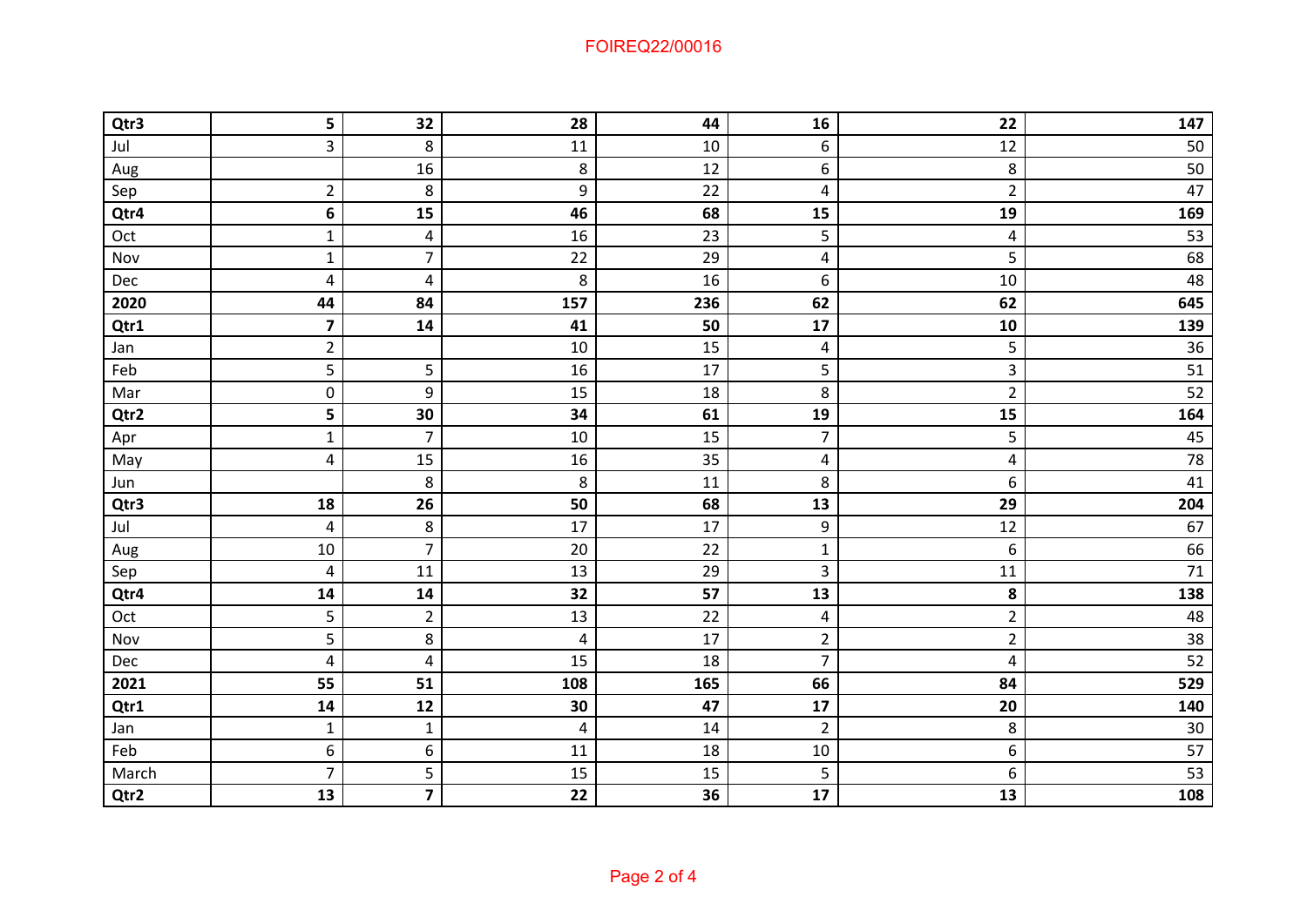| | | | | | | | |
|---|---|---|---|---|---|---|---|
| **Qtr3** | **5** | **32** | **28** | **44** | **16** | **22** | **147** |
| Jul | 3 | 8 | 11 | 10 | 6 | 12 | 50 |
| Aug | | 16 | 8 | 12 | 6 | 8 | 50 |
| Sep | 2 | 8 | 9 | 22 | 4 | 2 | 47 |
| **Qtr4** | **6** | **15** | **46** | **68** | **15** | **19** | **169** |
| Oct | 1 | 4 | 16 | 23 | 5 | 4 | 53 |
| Nov | 1 | 7 | 22 | 29 | 4 | 5 | 68 |
| Dec | 4 | 4 | 8 | 16 | 6 | 10 | 48 |
| **2020** | **44** | **84** | **157** | **236** | **62** | **62** | **645** |
| **Qtr1** | **7** | **14** | **41** | **50** | **17** | **10** | **139** |
| Jan | 2 | | 10 | 15 | 4 | 5 | 36 |
| Feb | 5 | 5 | 16 | 17 | 5 | 3 | 51 |
| Mar | 0 | 9 | 15 | 18 | 8 | 2 | 52 |
| **Qtr2** | **5** | **30** | **34** | **61** | **19** | **15** | **164** |
| Apr | 1 | 7 | 10 | 15 | 7 | 5 | 45 |
| May | 4 | 15 | 16 | 35 | 4 | 4 | 78 |
| Jun | | 8 | 8 | 11 | 8 | 6 | 41 |
| **Qtr3** | **18** | **26** | **50** | **68** | **13** | **29** | **204** |
| Jul | 4 | 8 | 17 | 17 | 9 | 12 | 67 |
| Aug | 10 | 7 | 20 | 22 | 1 | 6 | 66 |
| Sep | 4 | 11 | 13 | 29 | 3 | 11 | 71 |
| **Qtr4** | **14** | **14** | **32** | **57** | **13** | **8** | **138** |
| Oct | 5 | 2 | 13 | 22 | 4 | 2 | 48 |
| Nov | 5 | 8 | 4 | 17 | 2 | 2 | 38 |
| Dec | 4 | 4 | 15 | 18 | 7 | 4 | 52 |
| **2021** | **55** | **51** | **108** | **165** | **66** | **84** | **529** |
| **Qtr1** | **14** | **12** | **30** | **47** | **17** | **20** | **140** |
| Jan | 1 | 1 | 4 | 14 | 2 | 8 | 30 |
| Feb | 6 | 6 | 11 | 18 | 10 | 6 | 57 |
| March | 7 | 5 | 15 | 15 | 5 | 6 | 53 |
| **Qtr2** | **13** | **7** | **22** | **36** | **17** | **13** | **108** |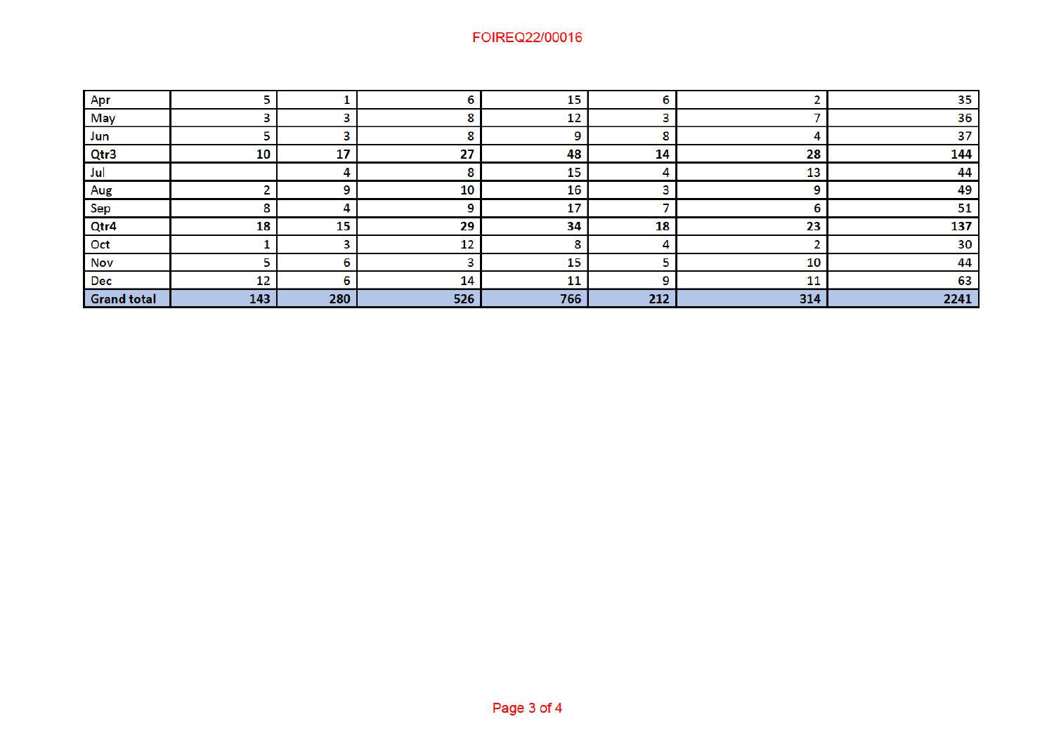| | | | | | | | |
|---|---|---|---|---|---|---|---|
| Apr | 5 | 1 | 6 | 15 | 6 | 2 | 35 |
| May | 3 | 3 | 8 | 12 | 3 | 7 | 36 |
| Jun | 5 | 3 | 8 | 9 | 8 | 4 | 37 |
| **Qtr3** | **10** | **17** | **27** | **48** | **14** | **28** | **144** |
| Jul | | 4 | 8 | 15 | 4 | 13 | 44 |
| Aug | 2 | 9 | 10 | 16 | 3 | 9 | 49 |
| Sep | 8 | 4 | 9 | 17 | 7 | 6 | 51 |
| **Qtr4** | **18** | **15** | **29** | **34** | **18** | **23** | **137** |
| Oct | 1 | 3 | 12 | 8 | 4 | 2 | 30 |
| Nov | 5 | 6 | 3 | 15 | 5 | 10 | 44 |
| Dec | 12 | 6 | 14 | 11 | 9 | 11 | 63 |
| **Grand total** | **143** | **280** | **526** | **766** | **212** | **314** | **2241** |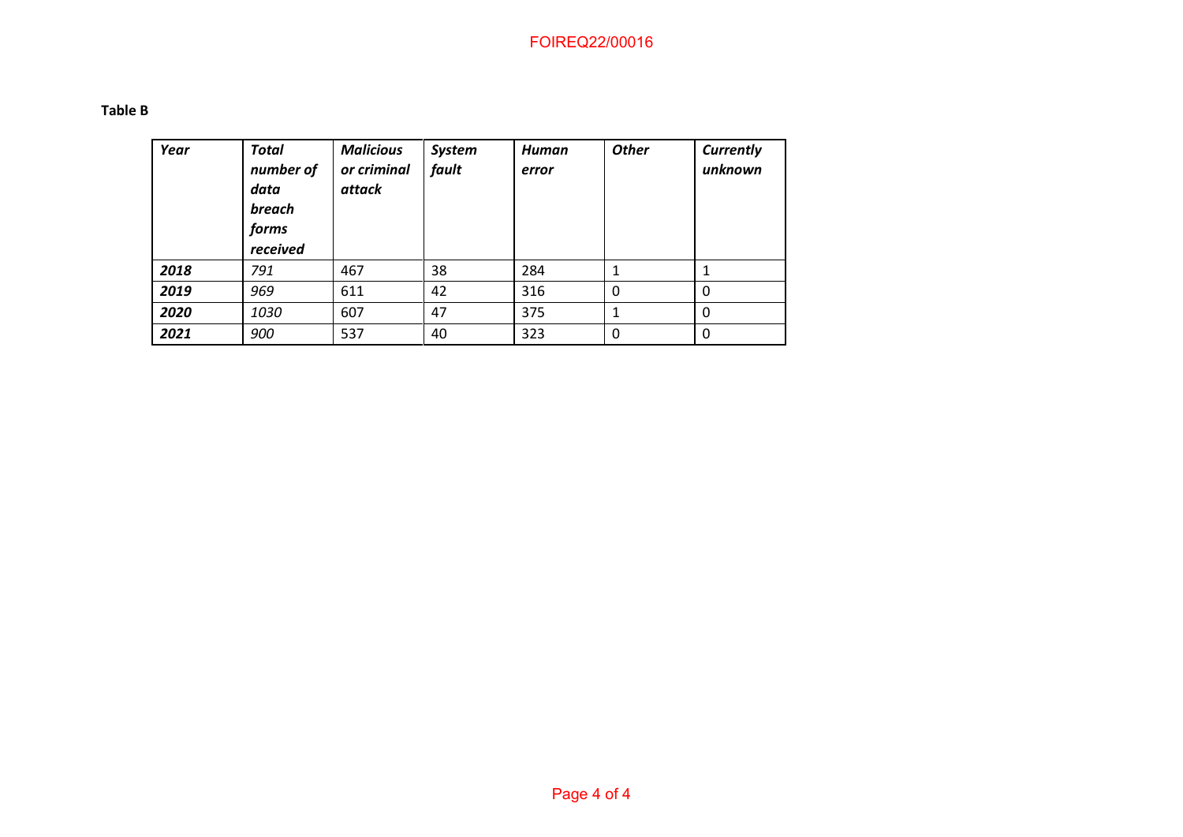**Table B**

| *Year* | *Total number of data breach forms received* | *Malicious or criminal attack* | *System fault* | *Human error* | *Other* | *Currently unknown* |
|---|---|---|---|---|---|---|
| ***2018*** | *791* | 467 | 38 | 284 | 1 | 1 |
| ***2019*** | *969* | 611 | 42 | 316 | 0 | 0 |
| ***2020*** | *1030* | 607 | 47 | 375 | 1 | 0 |
| ***2021*** | *900* | 537 | 40 | 323 | 0 | 0 |